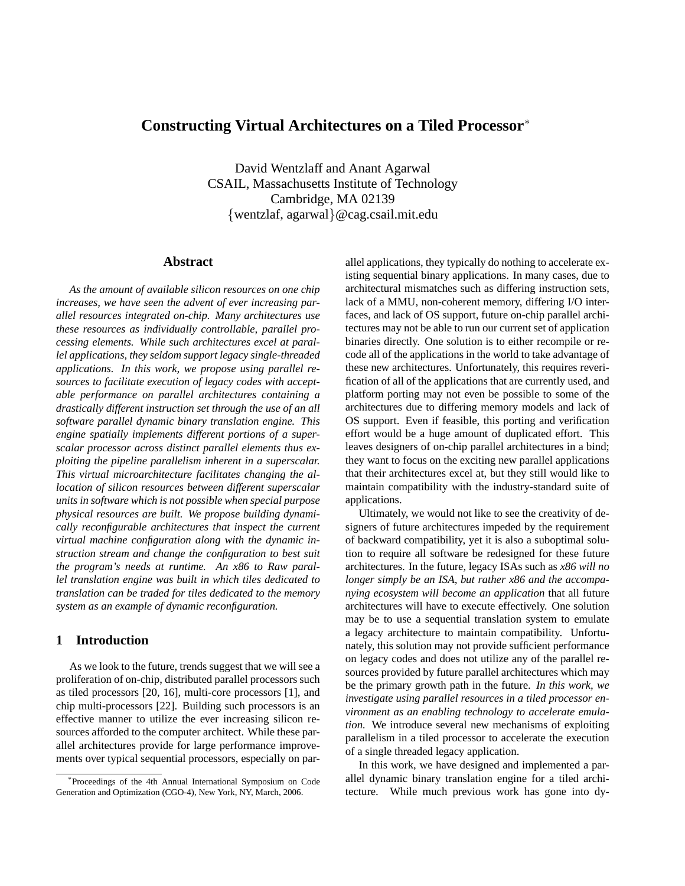# Constructing Virtual Architectures on a Tiled Processor*

David Wentzlaff and Anant Agarwal
CSAIL, Massachusetts Institute of Technology
Cambridge, MA 02139
{wentzlaf, agarwal}@cag.csail.mit.edu

## Abstract

*As the amount of available silicon resources on one chip increases, we have seen the advent of ever increasing parallel resources integrated on-chip. Many architectures use these resources as individually controllable, parallel processing elements. While such architectures excel at parallel applications, they seldom support legacy single-threaded applications. In this work, we propose using parallel resources to facilitate execution of legacy codes with acceptable performance on parallel architectures containing a drastically different instruction set through the use of an all software parallel dynamic binary translation engine. This engine spatially implements different portions of a superscalar processor across distinct parallel elements thus exploiting the pipeline parallelism inherent in a superscalar. This virtual microarchitecture facilitates changing the allocation of silicon resources between different superscalar units in software which is not possible when special purpose physical resources are built. We propose building dynamically reconfigurable architectures that inspect the current virtual machine configuration along with the dynamic instruction stream and change the configuration to best suit the program's needs at runtime. An x86 to Raw parallel translation engine was built in which tiles dedicated to translation can be traded for tiles dedicated to the memory system as an example of dynamic reconfiguration.*

## 1 Introduction

As we look to the future, trends suggest that we will see a proliferation of on-chip, distributed parallel processors such as tiled processors [20, 16], multi-core processors [1], and chip multi-processors [22]. Building such processors is an effective manner to utilize the ever increasing silicon resources afforded to the computer architect. While these parallel architectures provide for large performance improvements over typical sequential processors, especially on parallel applications, they typically do nothing to accelerate existing sequential binary applications. In many cases, due to architectural mismatches such as differing instruction sets, lack of a MMU, non-coherent memory, differing I/O interfaces, and lack of OS support, future on-chip parallel architectures may not be able to run our current set of application binaries directly. One solution is to either recompile or recode all of the applications in the world to take advantage of these new architectures. Unfortunately, this requires reverification of all of the applications that are currently used, and platform porting may not even be possible to some of the architectures due to differing memory models and lack of OS support. Even if feasible, this porting and verification effort would be a huge amount of duplicated effort. This leaves designers of on-chip parallel architectures in a bind; they want to focus on the exciting new parallel applications that their architectures excel at, but they still would like to maintain compatibility with the industry-standard suite of applications.

Ultimately, we would not like to see the creativity of designers of future architectures impeded by the requirement of backward compatibility, yet it is also a suboptimal solution to require all software be redesigned for these future architectures. In the future, legacy ISAs such as *x86 will no longer simply be an ISA, but rather x86 and the accompanying ecosystem will become an application* that all future architectures will have to execute effectively. One solution may be to use a sequential translation system to emulate a legacy architecture to maintain compatibility. Unfortunately, this solution may not provide sufficient performance on legacy codes and does not utilize any of the parallel resources provided by future parallel architectures which may be the primary growth path in the future. *In this work, we investigate using parallel resources in a tiled processor environment as an enabling technology to accelerate emulation.* We introduce several new mechanisms of exploiting parallelism in a tiled processor to accelerate the execution of a single threaded legacy application.

In this work, we have designed and implemented a parallel dynamic binary translation engine for a tiled architecture. While much previous work has gone into dy-

*Proceedings of the 4th Annual International Symposium on Code Generation and Optimization (CGO-4), New York, NY, March, 2006.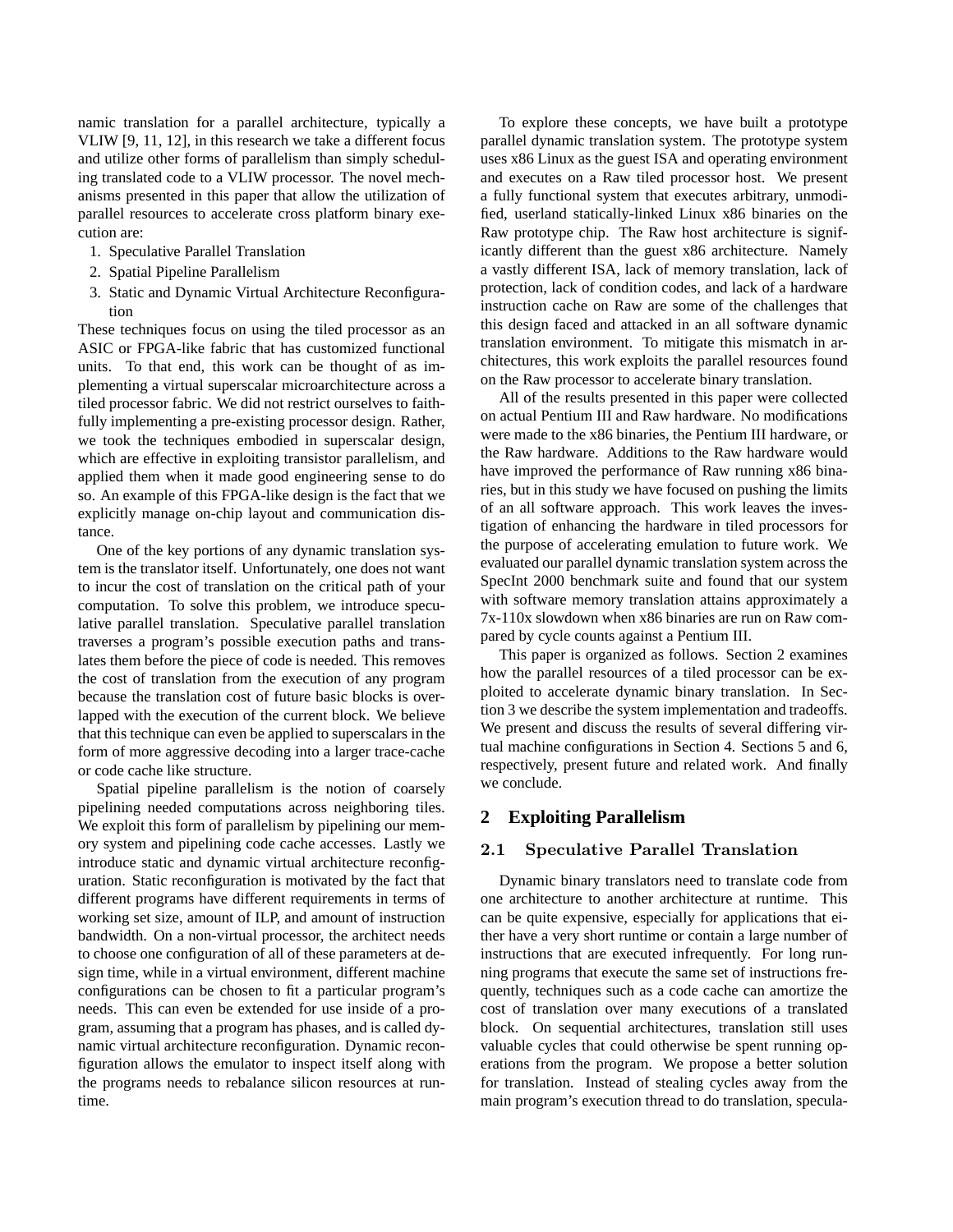namic translation for a parallel architecture, typically a VLIW [9, 11, 12], in this research we take a different focus and utilize other forms of parallelism than simply scheduling translated code to a VLIW processor. The novel mechanisms presented in this paper that allow the utilization of parallel resources to accelerate cross platform binary execution are:

1. Speculative Parallel Translation
2. Spatial Pipeline Parallelism
3. Static and Dynamic Virtual Architecture Reconfiguration

These techniques focus on using the tiled processor as an ASIC or FPGA-like fabric that has customized functional units. To that end, this work can be thought of as implementing a virtual superscalar microarchitecture across a tiled processor fabric. We did not restrict ourselves to faithfully implementing a pre-existing processor design. Rather, we took the techniques embodied in superscalar design, which are effective in exploiting transistor parallelism, and applied them when it made good engineering sense to do so. An example of this FPGA-like design is the fact that we explicitly manage on-chip layout and communication distance.

One of the key portions of any dynamic translation system is the translator itself. Unfortunately, one does not want to incur the cost of translation on the critical path of your computation. To solve this problem, we introduce speculative parallel translation. Speculative parallel translation traverses a program's possible execution paths and translates them before the piece of code is needed. This removes the cost of translation from the execution of any program because the translation cost of future basic blocks is overlapped with the execution of the current block. We believe that this technique can even be applied to superscalars in the form of more aggressive decoding into a larger trace-cache or code cache like structure.

Spatial pipeline parallelism is the notion of coarsely pipelining needed computations across neighboring tiles. We exploit this form of parallelism by pipelining our memory system and pipelining code cache accesses. Lastly we introduce static and dynamic virtual architecture reconfiguration. Static reconfiguration is motivated by the fact that different programs have different requirements in terms of working set size, amount of ILP, and amount of instruction bandwidth. On a non-virtual processor, the architect needs to choose one configuration of all of these parameters at design time, while in a virtual environment, different machine configurations can be chosen to fit a particular program's needs. This can even be extended for use inside of a program, assuming that a program has phases, and is called dynamic virtual architecture reconfiguration. Dynamic reconfiguration allows the emulator to inspect itself along with the programs needs to rebalance silicon resources at runtime.

To explore these concepts, we have built a prototype parallel dynamic translation system. The prototype system uses x86 Linux as the guest ISA and operating environment and executes on a Raw tiled processor host. We present a fully functional system that executes arbitrary, unmodified, userland statically-linked Linux x86 binaries on the Raw prototype chip. The Raw host architecture is significantly different than the guest x86 architecture. Namely a vastly different ISA, lack of memory translation, lack of protection, lack of condition codes, and lack of a hardware instruction cache on Raw are some of the challenges that this design faced and attacked in an all software dynamic translation environment. To mitigate this mismatch in architectures, this work exploits the parallel resources found on the Raw processor to accelerate binary translation.

All of the results presented in this paper were collected on actual Pentium III and Raw hardware. No modifications were made to the x86 binaries, the Pentium III hardware, or the Raw hardware. Additions to the Raw hardware would have improved the performance of Raw running x86 binaries, but in this study we have focused on pushing the limits of an all software approach. This work leaves the investigation of enhancing the hardware in tiled processors for the purpose of accelerating emulation to future work. We evaluated our parallel dynamic translation system across the SpecInt 2000 benchmark suite and found that our system with software memory translation attains approximately a 7x-110x slowdown when x86 binaries are run on Raw compared by cycle counts against a Pentium III.

This paper is organized as follows. Section 2 examines how the parallel resources of a tiled processor can be exploited to accelerate dynamic binary translation. In Section 3 we describe the system implementation and tradeoffs. We present and discuss the results of several differing virtual machine configurations in Section 4. Sections 5 and 6, respectively, present future and related work. And finally we conclude.

## 2 Exploiting Parallelism

### 2.1 Speculative Parallel Translation

Dynamic binary translators need to translate code from one architecture to another architecture at runtime. This can be quite expensive, especially for applications that either have a very short runtime or contain a large number of instructions that are executed infrequently. For long running programs that execute the same set of instructions frequently, techniques such as a code cache can amortize the cost of translation over many executions of a translated block. On sequential architectures, translation still uses valuable cycles that could otherwise be spent running operations from the program. We propose a better solution for translation. Instead of stealing cycles away from the main program's execution thread to do translation, specula-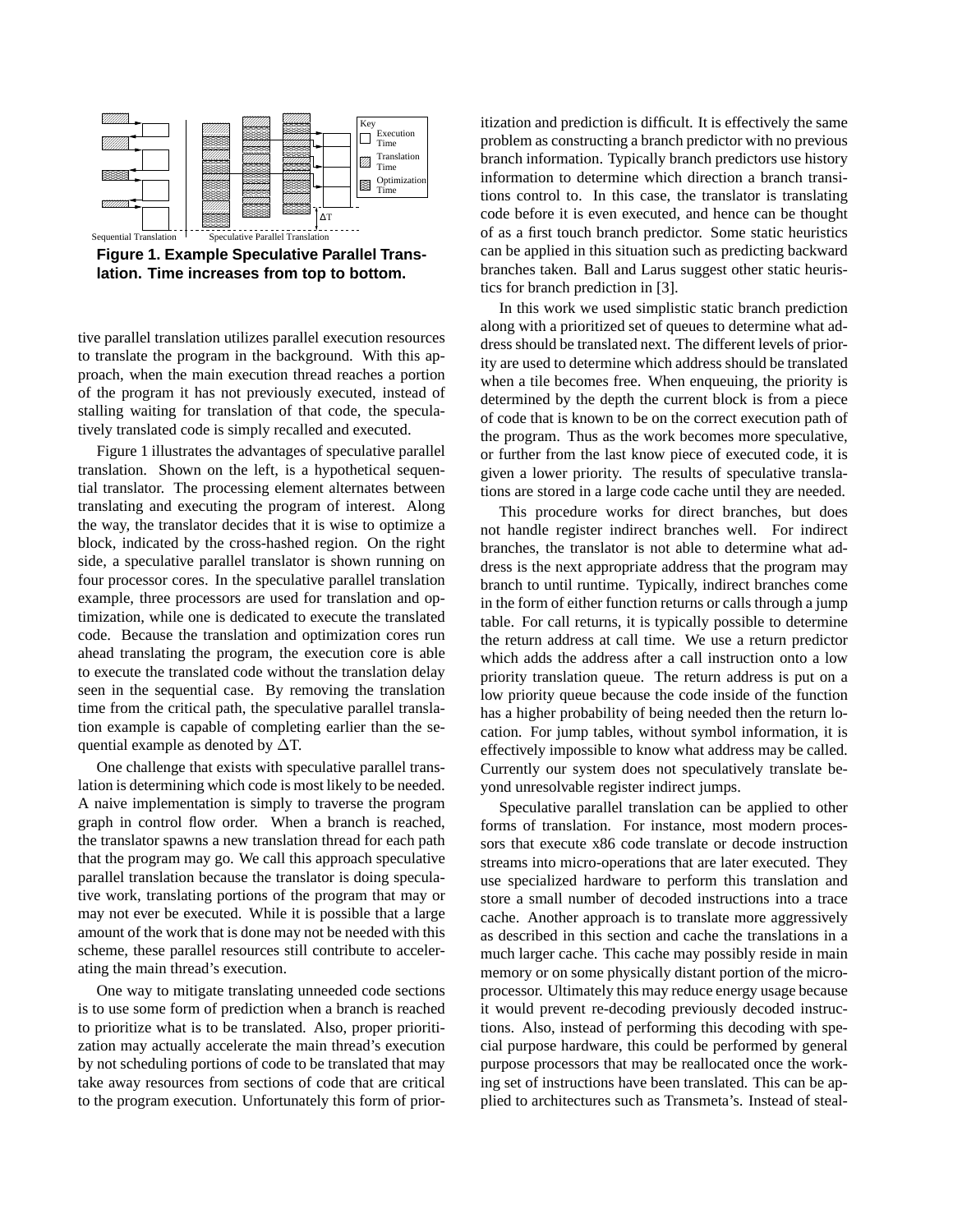Key
Execution Time
Translation Time
Optimization Time

ΔT

Sequential Translation

Speculative Parallel Translation

**Figure 1. Example Speculative Parallel Translation. Time increases from top to bottom.**

tive parallel translation utilizes parallel execution resources to translate the program in the background. With this approach, when the main execution thread reaches a portion of the program it has not previously executed, instead of stalling waiting for translation of that code, the speculatively translated code is simply recalled and executed.

Figure 1 illustrates the advantages of speculative parallel translation. Shown on the left, is a hypothetical sequential translator. The processing element alternates between translating and executing the program of interest. Along the way, the translator decides that it is wise to optimize a block, indicated by the cross-hashed region. On the right side, a speculative parallel translator is shown running on four processor cores. In the speculative parallel translation example, three processors are used for translation and optimization, while one is dedicated to execute the translated code. Because the translation and optimization cores run ahead translating the program, the execution core is able to execute the translated code without the translation delay seen in the sequential case. By removing the translation time from the critical path, the speculative parallel translation example is capable of completing earlier than the sequential example as denoted by $\Delta$T.

One challenge that exists with speculative parallel translation is determining which code is most likely to be needed. A naive implementation is simply to traverse the program graph in control flow order. When a branch is reached, the translator spawns a new translation thread for each path that the program may go. We call this approach speculative parallel translation because the translator is doing speculative work, translating portions of the program that may or may not ever be executed. While it is possible that a large amount of the work that is done may not be needed with this scheme, these parallel resources still contribute to accelerating the main thread's execution.

One way to mitigate translating unneeded code sections is to use some form of prediction when a branch is reached to prioritize what is to be translated. Also, proper prioritization may actually accelerate the main thread's execution by not scheduling portions of code to be translated that may take away resources from sections of code that are critical to the program execution. Unfortunately this form of prioritization and prediction is difficult. It is effectively the same problem as constructing a branch predictor with no previous branch information. Typically branch predictors use history information to determine which direction a branch transitions control to. In this case, the translator is translating code before it is even executed, and hence can be thought of as a first touch branch predictor. Some static heuristics can be applied in this situation such as predicting backward branches taken. Ball and Larus suggest other static heuristics for branch prediction in [3].

In this work we used simplistic static branch prediction along with a prioritized set of queues to determine what address should be translated next. The different levels of priority are used to determine which address should be translated when a tile becomes free. When enqueuing, the priority is determined by the depth the current block is from a piece of code that is known to be on the correct execution path of the program. Thus as the work becomes more speculative, or further from the last know piece of executed code, it is given a lower priority. The results of speculative translations are stored in a large code cache until they are needed.

This procedure works for direct branches, but does not handle register indirect branches well. For indirect branches, the translator is not able to determine what address is the next appropriate address that the program may branch to until runtime. Typically, indirect branches come in the form of either function returns or calls through a jump table. For call returns, it is typically possible to determine the return address at call time. We use a return predictor which adds the address after a call instruction onto a low priority translation queue. The return address is put on a low priority queue because the code inside of the function has a higher probability of being needed then the return location. For jump tables, without symbol information, it is effectively impossible to know what address may be called. Currently our system does not speculatively translate beyond unresolvable register indirect jumps.

Speculative parallel translation can be applied to other forms of translation. For instance, most modern processors that execute x86 code translate or decode instruction streams into micro-operations that are later executed. They use specialized hardware to perform this translation and store a small number of decoded instructions into a trace cache. Another approach is to translate more aggressively as described in this section and cache the translations in a much larger cache. This cache may possibly reside in main memory or on some physically distant portion of the microprocessor. Ultimately this may reduce energy usage because it would prevent re-decoding previously decoded instructions. Also, instead of performing this decoding with special purpose hardware, this could be performed by general purpose processors that may be reallocated once the working set of instructions have been translated. This can be applied to architectures such as Transmeta's. Instead of steal-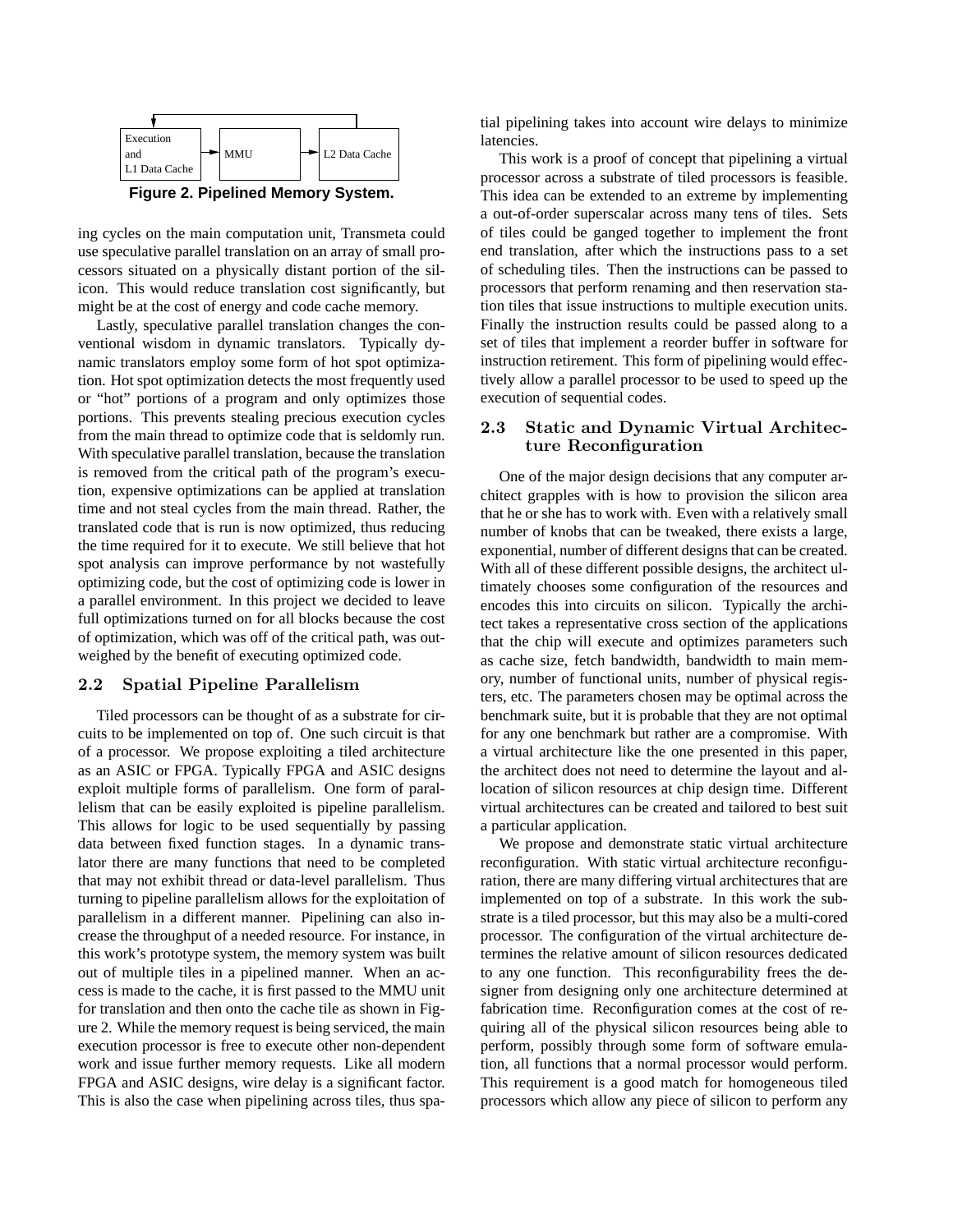Execution and L1 Data Cache → MMU → L2 Data Cache

**Figure 2. Pipelined Memory System.**

ing cycles on the main computation unit, Transmeta could use speculative parallel translation on an array of small processors situated on a physically distant portion of the silicon. This would reduce translation cost significantly, but might be at the cost of energy and code cache memory.

Lastly, speculative parallel translation changes the conventional wisdom in dynamic translators. Typically dynamic translators employ some form of hot spot optimization. Hot spot optimization detects the most frequently used or "hot" portions of a program and only optimizes those portions. This prevents stealing precious execution cycles from the main thread to optimize code that is seldomly run. With speculative parallel translation, because the translation is removed from the critical path of the program's execution, expensive optimizations can be applied at translation time and not steal cycles from the main thread. Rather, the translated code that is run is now optimized, thus reducing the time required for it to execute. We still believe that hot spot analysis can improve performance by not wastefully optimizing code, but the cost of optimizing code is lower in a parallel environment. In this project we decided to leave full optimizations turned on for all blocks because the cost of optimization, which was off of the critical path, was outweighed by the benefit of executing optimized code.

### 2.2 Spatial Pipeline Parallelism

Tiled processors can be thought of as a substrate for circuits to be implemented on top of. One such circuit is that of a processor. We propose exploiting a tiled architecture as an ASIC or FPGA. Typically FPGA and ASIC designs exploit multiple forms of parallelism. One form of parallelism that can be easily exploited is pipeline parallelism. This allows for logic to be used sequentially by passing data between fixed function stages. In a dynamic translator there are many functions that need to be completed that may not exhibit thread or data-level parallelism. Thus turning to pipeline parallelism allows for the exploitation of parallelism in a different manner. Pipelining can also increase the throughput of a needed resource. For instance, in this work's prototype system, the memory system was built out of multiple tiles in a pipelined manner. When an access is made to the cache, it is first passed to the MMU unit for translation and then onto the cache tile as shown in Figure 2. While the memory request is being serviced, the main execution processor is free to execute other non-dependent work and issue further memory requests. Like all modern FPGA and ASIC designs, wire delay is a significant factor. This is also the case when pipelining across tiles, thus spatial pipelining takes into account wire delays to minimize latencies.

This work is a proof of concept that pipelining a virtual processor across a substrate of tiled processors is feasible. This idea can be extended to an extreme by implementing a out-of-order superscalar across many tens of tiles. Sets of tiles could be ganged together to implement the front end translation, after which the instructions pass to a set of scheduling tiles. Then the instructions can be passed to processors that perform renaming and then reservation station tiles that issue instructions to multiple execution units. Finally the instruction results could be passed along to a set of tiles that implement a reorder buffer in software for instruction retirement. This form of pipelining would effectively allow a parallel processor to be used to speed up the execution of sequential codes.

### 2.3 Static and Dynamic Virtual Architecture Reconfiguration

One of the major design decisions that any computer architect grapples with is how to provision the silicon area that he or she has to work with. Even with a relatively small number of knobs that can be tweaked, there exists a large, exponential, number of different designs that can be created. With all of these different possible designs, the architect ultimately chooses some configuration of the resources and encodes this into circuits on silicon. Typically the architect takes a representative cross section of the applications that the chip will execute and optimizes parameters such as cache size, fetch bandwidth, bandwidth to main memory, number of functional units, number of physical registers, etc. The parameters chosen may be optimal across the benchmark suite, but it is probable that they are not optimal for any one benchmark but rather are a compromise. With a virtual architecture like the one presented in this paper, the architect does not need to determine the layout and allocation of silicon resources at chip design time. Different virtual architectures can be created and tailored to best suit a particular application.

We propose and demonstrate static virtual architecture reconfiguration. With static virtual architecture reconfiguration, there are many differing virtual architectures that are implemented on top of a substrate. In this work the substrate is a tiled processor, but this may also be a multi-cored processor. The configuration of the virtual architecture determines the relative amount of silicon resources dedicated to any one function. This reconfigurability frees the designer from designing only one architecture determined at fabrication time. Reconfiguration comes at the cost of requiring all of the physical silicon resources being able to perform, possibly through some form of software emulation, all functions that a normal processor would perform. This requirement is a good match for homogeneous tiled processors which allow any piece of silicon to perform any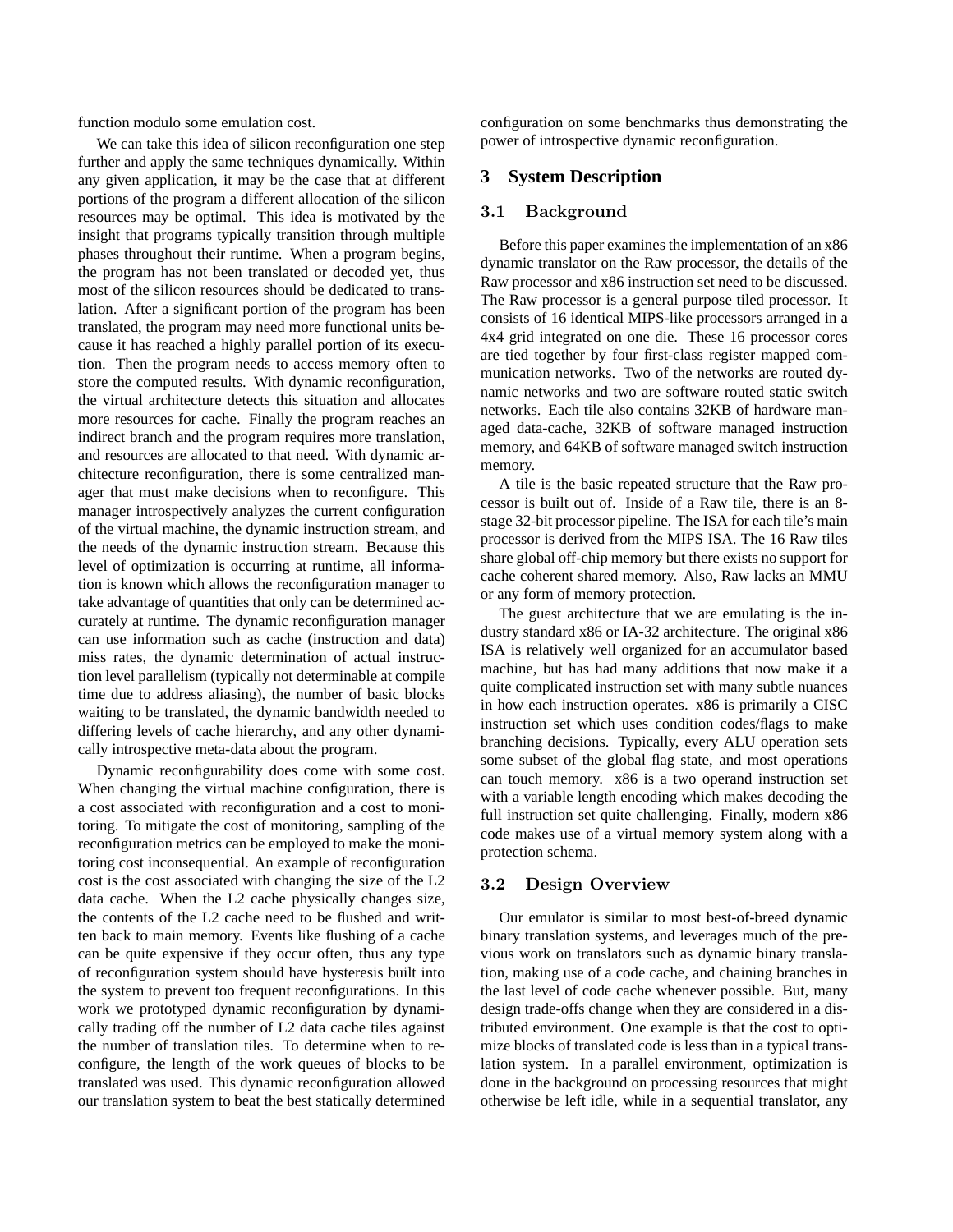function modulo some emulation cost.

We can take this idea of silicon reconfiguration one step further and apply the same techniques dynamically. Within any given application, it may be the case that at different portions of the program a different allocation of the silicon resources may be optimal. This idea is motivated by the insight that programs typically transition through multiple phases throughout their runtime. When a program begins, the program has not been translated or decoded yet, thus most of the silicon resources should be dedicated to translation. After a significant portion of the program has been translated, the program may need more functional units because it has reached a highly parallel portion of its execution. Then the program needs to access memory often to store the computed results. With dynamic reconfiguration, the virtual architecture detects this situation and allocates more resources for cache. Finally the program reaches an indirect branch and the program requires more translation, and resources are allocated to that need. With dynamic architecture reconfiguration, there is some centralized manager that must make decisions when to reconfigure. This manager introspectively analyzes the current configuration of the virtual machine, the dynamic instruction stream, and the needs of the dynamic instruction stream. Because this level of optimization is occurring at runtime, all information is known which allows the reconfiguration manager to take advantage of quantities that only can be determined accurately at runtime. The dynamic reconfiguration manager can use information such as cache (instruction and data) miss rates, the dynamic determination of actual instruction level parallelism (typically not determinable at compile time due to address aliasing), the number of basic blocks waiting to be translated, the dynamic bandwidth needed to differing levels of cache hierarchy, and any other dynamically introspective meta-data about the program.

Dynamic reconfigurability does come with some cost. When changing the virtual machine configuration, there is a cost associated with reconfiguration and a cost to monitoring. To mitigate the cost of monitoring, sampling of the reconfiguration metrics can be employed to make the monitoring cost inconsequential. An example of reconfiguration cost is the cost associated with changing the size of the L2 data cache. When the L2 cache physically changes size, the contents of the L2 cache need to be flushed and written back to main memory. Events like flushing of a cache can be quite expensive if they occur often, thus any type of reconfiguration system should have hysteresis built into the system to prevent too frequent reconfigurations. In this work we prototyped dynamic reconfiguration by dynamically trading off the number of L2 data cache tiles against the number of translation tiles. To determine when to reconfigure, the length of the work queues of blocks to be translated was used. This dynamic reconfiguration allowed our translation system to beat the best statically determined configuration on some benchmarks thus demonstrating the power of introspective dynamic reconfiguration.

# 3 System Description

## 3.1 Background

Before this paper examines the implementation of an x86 dynamic translator on the Raw processor, the details of the Raw processor and x86 instruction set need to be discussed. The Raw processor is a general purpose tiled processor. It consists of 16 identical MIPS-like processors arranged in a 4x4 grid integrated on one die. These 16 processor cores are tied together by four first-class register mapped communication networks. Two of the networks are routed dynamic networks and two are software routed static switch networks. Each tile also contains 32KB of hardware managed data-cache, 32KB of software managed instruction memory, and 64KB of software managed switch instruction memory.

A tile is the basic repeated structure that the Raw processor is built out of. Inside of a Raw tile, there is an 8-stage 32-bit processor pipeline. The ISA for each tile's main processor is derived from the MIPS ISA. The 16 Raw tiles share global off-chip memory but there exists no support for cache coherent shared memory. Also, Raw lacks an MMU or any form of memory protection.

The guest architecture that we are emulating is the industry standard x86 or IA-32 architecture. The original x86 ISA is relatively well organized for an accumulator based machine, but has had many additions that now make it a quite complicated instruction set with many subtle nuances in how each instruction operates. x86 is primarily a CISC instruction set which uses condition codes/flags to make branching decisions. Typically, every ALU operation sets some subset of the global flag state, and most operations can touch memory. x86 is a two operand instruction set with a variable length encoding which makes decoding the full instruction set quite challenging. Finally, modern x86 code makes use of a virtual memory system along with a protection schema.

## 3.2 Design Overview

Our emulator is similar to most best-of-breed dynamic binary translation systems, and leverages much of the previous work on translators such as dynamic binary translation, making use of a code cache, and chaining branches in the last level of code cache whenever possible. But, many design trade-offs change when they are considered in a distributed environment. One example is that the cost to optimize blocks of translated code is less than in a typical translation system. In a parallel environment, optimization is done in the background on processing resources that might otherwise be left idle, while in a sequential translator, any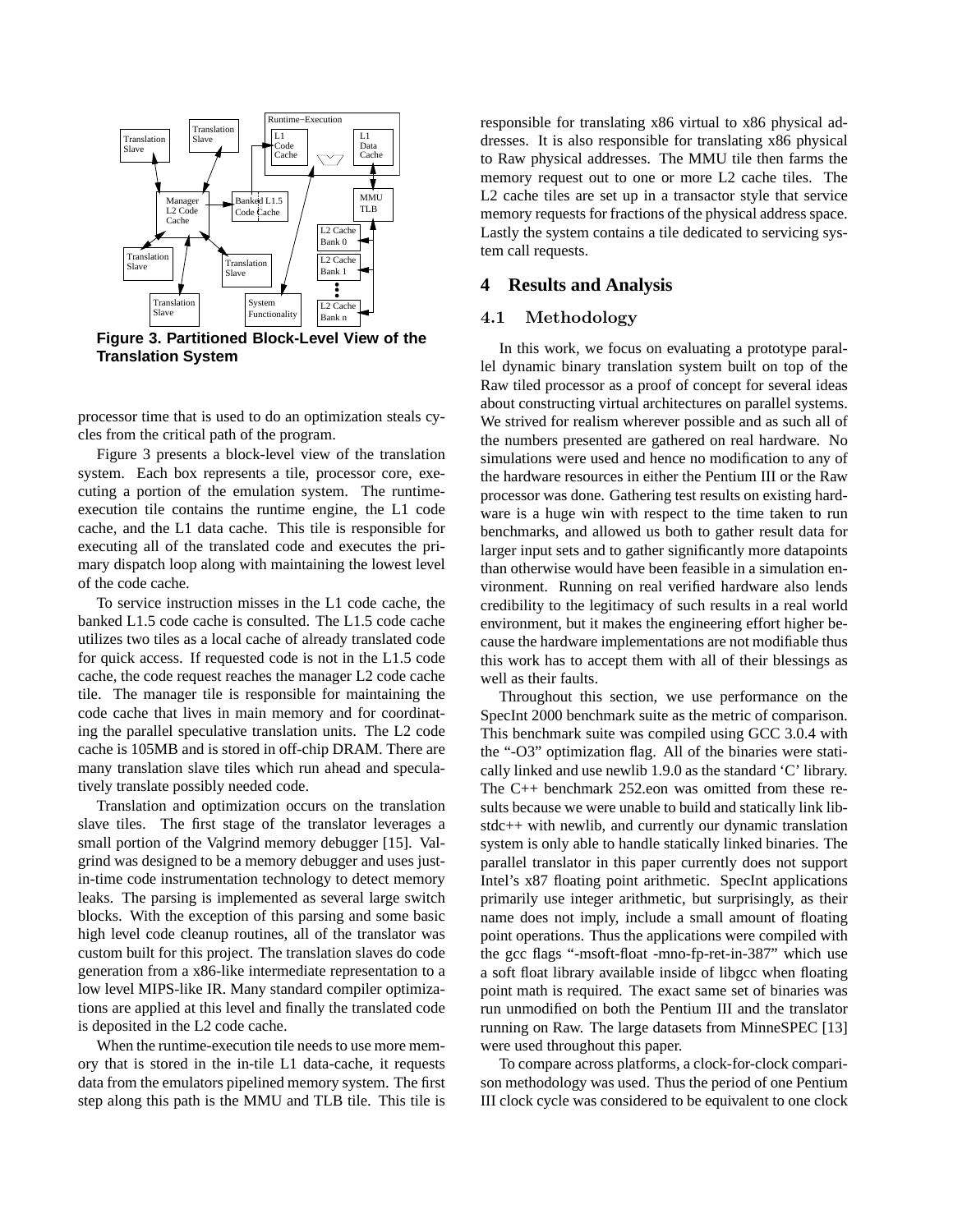**Figure 3. Partitioned Block-Level View of the Translation System**

processor time that is used to do an optimization steals cycles from the critical path of the program.

Figure 3 presents a block-level view of the translation system. Each box represents a tile, processor core, executing a portion of the emulation system. The runtime-execution tile contains the runtime engine, the L1 code cache, and the L1 data cache. This tile is responsible for executing all of the translated code and executes the primary dispatch loop along with maintaining the lowest level of the code cache.

To service instruction misses in the L1 code cache, the banked L1.5 code cache is consulted. The L1.5 code cache utilizes two tiles as a local cache of already translated code for quick access. If requested code is not in the L1.5 code cache, the code request reaches the manager L2 code cache tile. The manager tile is responsible for maintaining the code cache that lives in main memory and for coordinating the parallel speculative translation units. The L2 code cache is 105MB and is stored in off-chip DRAM. There are many translation slave tiles which run ahead and speculatively translate possibly needed code.

Translation and optimization occurs on the translation slave tiles. The first stage of the translator leverages a small portion of the Valgrind memory debugger [15]. Valgrind was designed to be a memory debugger and uses just-in-time code instrumentation technology to detect memory leaks. The parsing is implemented as several large switch blocks. With the exception of this parsing and some basic high level code cleanup routines, all of the translator was custom built for this project. The translation slaves do code generation from a x86-like intermediate representation to a low level MIPS-like IR. Many standard compiler optimizations are applied at this level and finally the translated code is deposited in the L2 code cache.

When the runtime-execution tile needs to use more memory that is stored in the in-tile L1 data-cache, it requests data from the emulators pipelined memory system. The first step along this path is the MMU and TLB tile. This tile is responsible for translating x86 virtual to x86 physical addresses. It is also responsible for translating x86 physical to Raw physical addresses. The MMU tile then farms the memory request out to one or more L2 cache tiles. The L2 cache tiles are set up in a transactor style that service memory requests for fractions of the physical address space. Lastly the system contains a tile dedicated to servicing system call requests.

## 4 Results and Analysis

### 4.1 Methodology

In this work, we focus on evaluating a prototype parallel dynamic binary translation system built on top of the Raw tiled processor as a proof of concept for several ideas about constructing virtual architectures on parallel systems. We strived for realism wherever possible and as such all of the numbers presented are gathered on real hardware. No simulations were used and hence no modification to any of the hardware resources in either the Pentium III or the Raw processor was done. Gathering test results on existing hardware is a huge win with respect to the time taken to run benchmarks, and allowed us both to gather result data for larger input sets and to gather significantly more datapoints than otherwise would have been feasible in a simulation environment. Running on real verified hardware also lends credibility to the legitimacy of such results in a real world environment, but it makes the engineering effort higher because the hardware implementations are not modifiable thus this work has to accept them with all of their blessings as well as their faults.

Throughout this section, we use performance on the SpecInt 2000 benchmark suite as the metric of comparison. This benchmark suite was compiled using GCC 3.0.4 with the "-O3" optimization flag. All of the binaries were statically linked and use newlib 1.9.0 as the standard 'C' library. The C++ benchmark 252.eon was omitted from these results because we were unable to build and statically link libstdc++ with newlib, and currently our dynamic translation system is only able to handle statically linked binaries. The parallel translator in this paper currently does not support Intel's x87 floating point arithmetic. SpecInt applications primarily use integer arithmetic, but surprisingly, as their name does not imply, include a small amount of floating point operations. Thus the applications were compiled with the gcc flags "-msoft-float -mno-fp-ret-in-387" which use a soft float library available inside of libgcc when floating point math is required. The exact same set of binaries was run unmodified on both the Pentium III and the translator running on Raw. The large datasets from MinneSPEC [13] were used throughout this paper.

To compare across platforms, a clock-for-clock comparison methodology was used. Thus the period of one Pentium III clock cycle was considered to be equivalent to one clock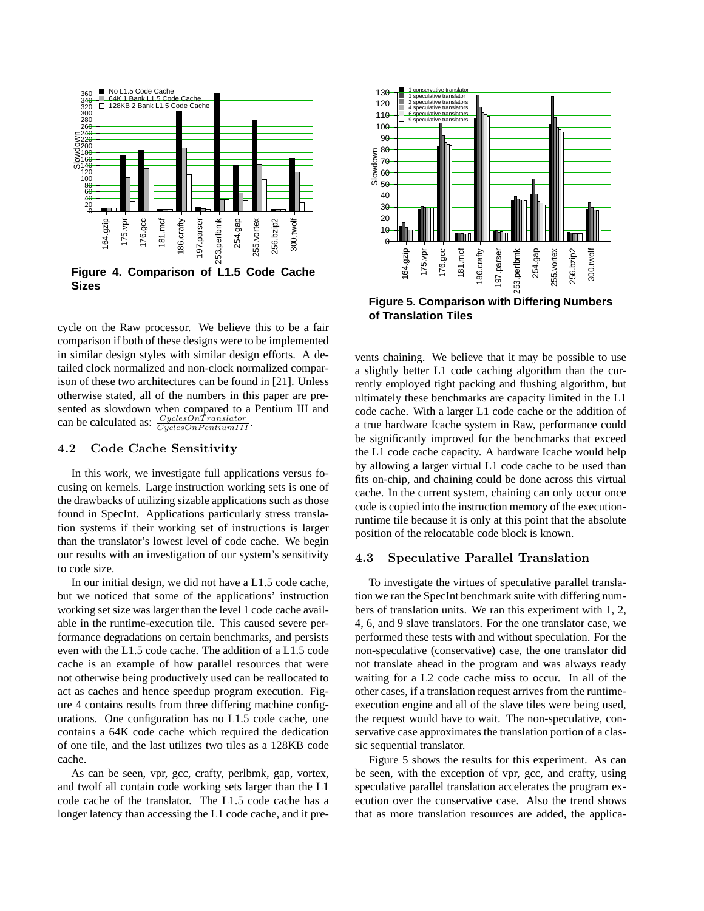**Figure 4. Comparison of L1.5 Code Cache Sizes**

cycle on the Raw processor. We believe this to be a fair comparison if both of these designs were to be implemented in similar design styles with similar design efforts. A detailed clock normalized and non-clock normalized comparison of these two architectures can be found in [21]. Unless otherwise stated, all of the numbers in this paper are presented as slowdown when compared to a Pentium III and can be calculated as: $\frac{CyclesOnTranslator}{CyclesOnPentiumIII}$.

## 4.2 Code Cache Sensitivity

In this work, we investigate full applications versus focusing on kernels. Large instruction working sets is one of the drawbacks of utilizing sizable applications such as those found in SpecInt. Applications particularly stress translation systems if their working set of instructions is larger than the translator's lowest level of code cache. We begin our results with an investigation of our system's sensitivity to code size.

In our initial design, we did not have a L1.5 code cache, but we noticed that some of the applications' instruction working set size was larger than the level 1 code cache available in the runtime-execution tile. This caused severe performance degradations on certain benchmarks, and persists even with the L1.5 code cache. The addition of a L1.5 code cache is an example of how parallel resources that were not otherwise being productively used can be reallocated to act as caches and hence speedup program execution. Figure 4 contains results from three differing machine configurations. One configuration has no L1.5 code cache, one contains a 64K code cache which required the dedication of one tile, and the last utilizes two tiles as a 128KB code cache.

As can be seen, vpr, gcc, crafty, perlbmk, gap, vortex, and twolf all contain code working sets larger than the L1 code cache of the translator. The L1.5 code cache has a longer latency than accessing the L1 code cache, and it prevents chaining. We believe that it may be possible to use a slightly better L1 code caching algorithm than the currently employed tight packing and flushing algorithm, but ultimately these benchmarks are capacity limited in the L1 code cache. With a larger L1 code cache or the addition of a true hardware Icache system in Raw, performance could be significantly improved for the benchmarks that exceed the L1 code cache capacity. A hardware Icache would help by allowing a larger virtual L1 code cache to be used than fits on-chip, and chaining could be done across this virtual cache. In the current system, chaining can only occur once code is copied into the instruction memory of the execution-runtime tile because it is only at this point that the absolute position of the relocatable code block is known.

**Figure 5. Comparison with Differing Numbers of Translation Tiles**

## 4.3 Speculative Parallel Translation

To investigate the virtues of speculative parallel translation we ran the SpecInt benchmark suite with differing numbers of translation units. We ran this experiment with 1, 2, 4, 6, and 9 slave translators. For the one translator case, we performed these tests with and without speculation. For the non-speculative (conservative) case, the one translator did not translate ahead in the program and was always ready waiting for a L2 code cache miss to occur. In all of the other cases, if a translation request arrives from the runtime-execution engine and all of the slave tiles were being used, the request would have to wait. The non-speculative, conservative case approximates the translation portion of a classic sequential translator.

Figure 5 shows the results for this experiment. As can be seen, with the exception of vpr, gcc, and crafty, using speculative parallel translation accelerates the program execution over the conservative case. Also the trend shows that as more translation resources are added, the applica-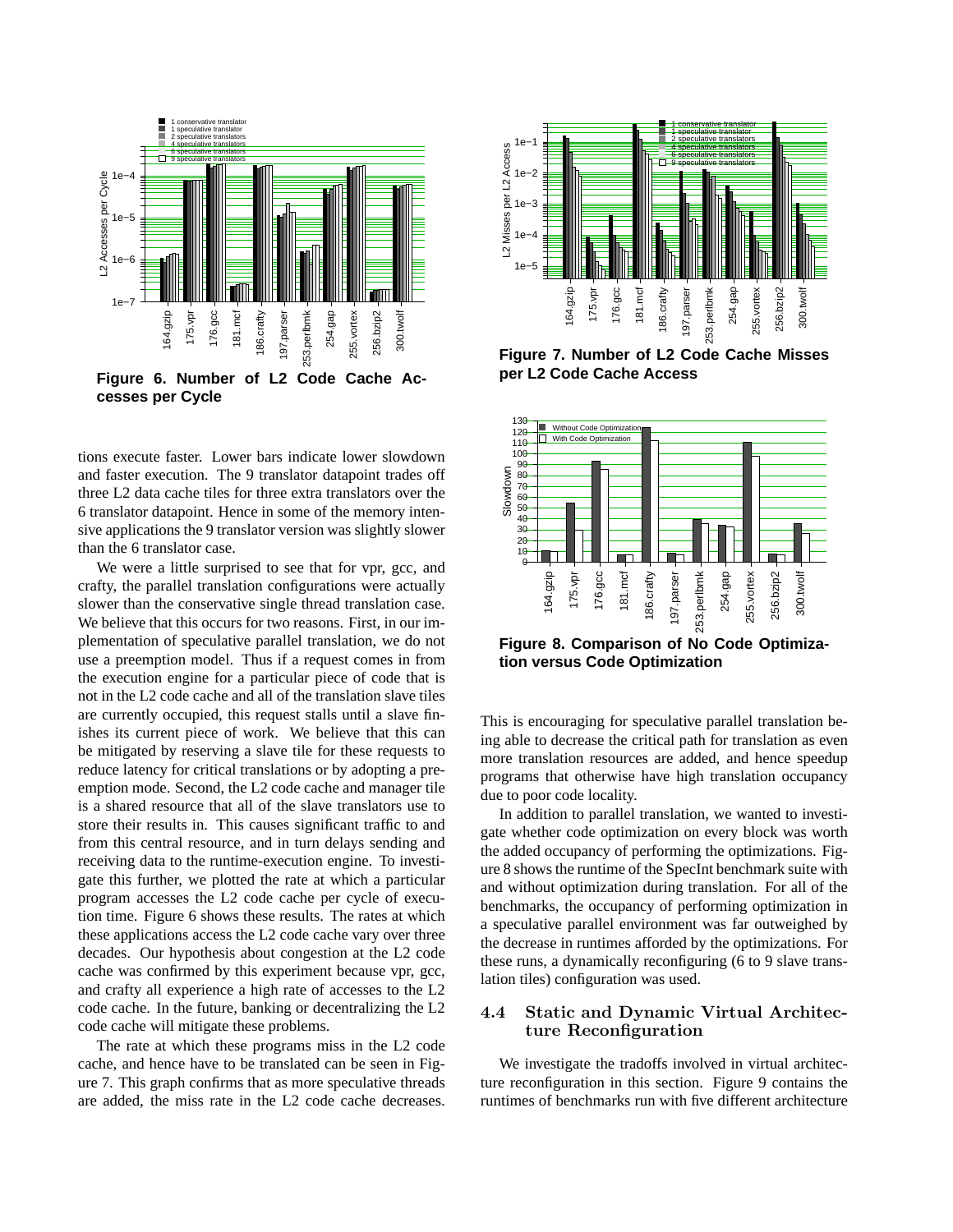**Figure 6. Number of L2 Code Cache Accesses per Cycle**

**Figure 7. Number of L2 Code Cache Misses per L2 Code Cache Access**

**Figure 8. Comparison of No Code Optimization versus Code Optimization**

tions execute faster. Lower bars indicate lower slowdown and faster execution. The 9 translator datapoint trades off three L2 data cache tiles for three extra translators over the 6 translator datapoint. Hence in some of the memory intensive applications the 9 translator version was slightly slower than the 6 translator case.

We were a little surprised to see that for vpr, gcc, and crafty, the parallel translation configurations were actually slower than the conservative single thread translation case. We believe that this occurs for two reasons. First, in our implementation of speculative parallel translation, we do not use a preemption model. Thus if a request comes in from the execution engine for a particular piece of code that is not in the L2 code cache and all of the translation slave tiles are currently occupied, this request stalls until a slave finishes its current piece of work. We believe that this can be mitigated by reserving a slave tile for these requests to reduce latency for critical translations or by adopting a preemption mode. Second, the L2 code cache and manager tile is a shared resource that all of the slave translators use to store their results in. This causes significant traffic to and from this central resource, and in turn delays sending and receiving data to the runtime-execution engine. To investigate this further, we plotted the rate at which a particular program accesses the L2 code cache per cycle of execution time. Figure 6 shows these results. The rates at which these applications access the L2 code cache vary over three decades. Our hypothesis about congestion at the L2 code cache was confirmed by this experiment because vpr, gcc, and crafty all experience a high rate of accesses to the L2 code cache. In the future, banking or decentralizing the L2 code cache will mitigate these problems.

The rate at which these programs miss in the L2 code cache, and hence have to be translated can be seen in Figure 7. This graph confirms that as more speculative threads are added, the miss rate in the L2 code cache decreases. This is encouraging for speculative parallel translation being able to decrease the critical path for translation as even more translation resources are added, and hence speedup programs that otherwise have high translation occupancy due to poor code locality.

In addition to parallel translation, we wanted to investigate whether code optimization on every block was worth the added occupancy of performing the optimizations. Figure 8 shows the runtime of the SpecInt benchmark suite with and without optimization during translation. For all of the benchmarks, the occupancy of performing optimization in a speculative parallel environment was far outweighed by the decrease in runtimes afforded by the optimizations. For these runs, a dynamically reconfiguring (6 to 9 slave translation tiles) configuration was used.

## 4.4 Static and Dynamic Virtual Architecture Reconfiguration

We investigate the tradoffs involved in virtual architecture reconfiguration in this section. Figure 9 contains the runtimes of benchmarks run with five different architecture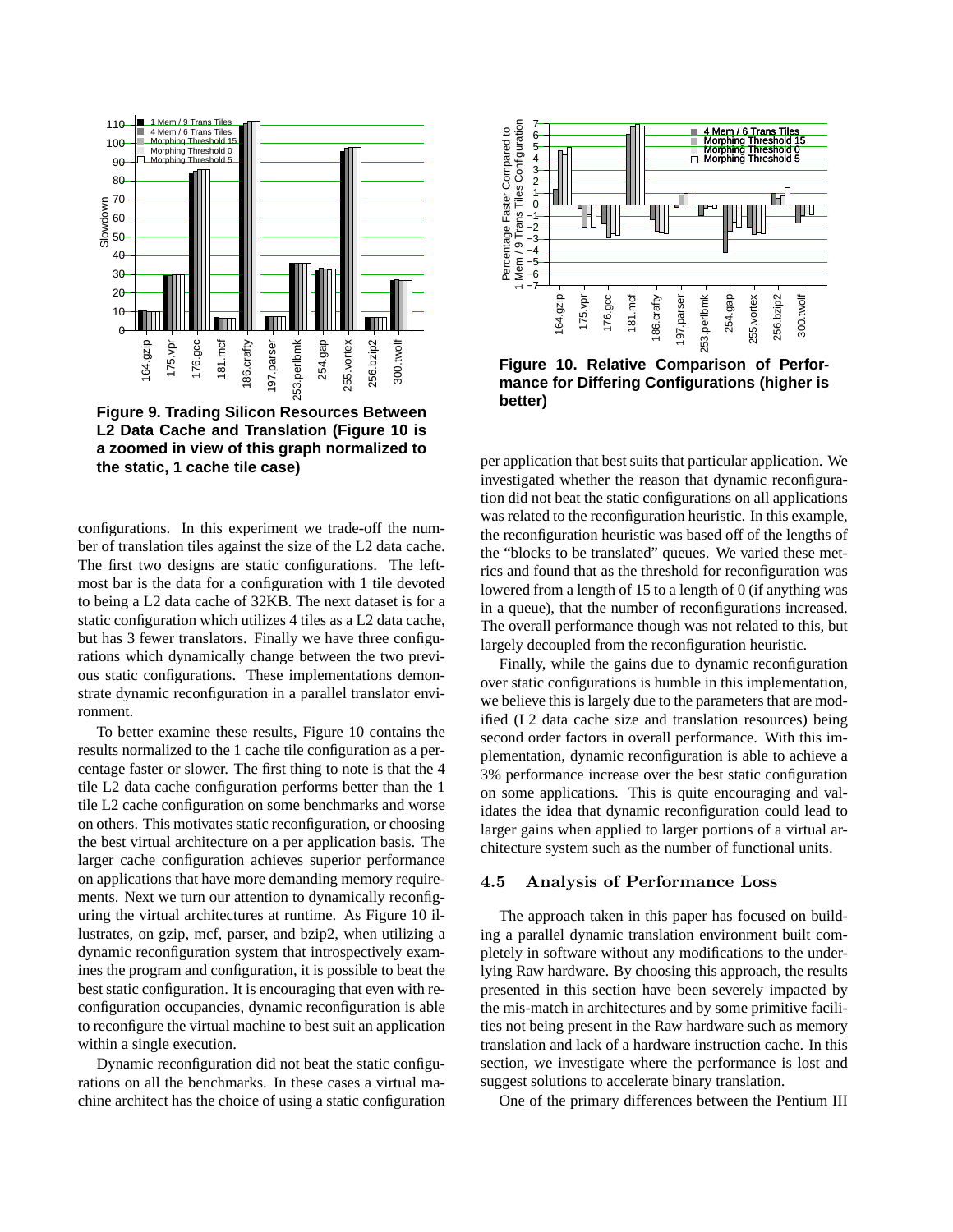**Figure 9. Trading Silicon Resources Between L2 Data Cache and Translation (Figure 10 is a zoomed in view of this graph normalized to the static, 1 cache tile case)**

**Figure 10. Relative Comparison of Performance for Differing Configurations (higher is better)**

configurations. In this experiment we trade-off the number of translation tiles against the size of the L2 data cache. The first two designs are static configurations. The leftmost bar is the data for a configuration with 1 tile devoted to being a L2 data cache of 32KB. The next dataset is for a static configuration which utilizes 4 tiles as a L2 data cache, but has 3 fewer translators. Finally we have three configurations which dynamically change between the two previous static configurations. These implementations demonstrate dynamic reconfiguration in a parallel translator environment.

To better examine these results, Figure 10 contains the results normalized to the 1 cache tile configuration as a percentage faster or slower. The first thing to note is that the 4 tile L2 data cache configuration performs better than the 1 tile L2 cache configuration on some benchmarks and worse on others. This motivates static reconfiguration, or choosing the best virtual architecture on a per application basis. The larger cache configuration achieves superior performance on applications that have more demanding memory requirements. Next we turn our attention to dynamically reconfiguring the virtual architectures at runtime. As Figure 10 illustrates, on gzip, mcf, parser, and bzip2, when utilizing a dynamic reconfiguration system that introspectively examines the program and configuration, it is possible to beat the best static configuration. It is encouraging that even with reconfiguration occupancies, dynamic reconfiguration is able to reconfigure the virtual machine to best suit an application within a single execution.

Dynamic reconfiguration did not beat the static configurations on all the benchmarks. In these cases a virtual machine architect has the choice of using a static configuration per application that best suits that particular application. We investigated whether the reason that dynamic reconfiguration did not beat the static configurations on all applications was related to the reconfiguration heuristic. In this example, the reconfiguration heuristic was based off of the lengths of the "blocks to be translated" queues. We varied these metrics and found that as the threshold for reconfiguration was lowered from a length of 15 to a length of 0 (if anything was in a queue), that the number of reconfigurations increased. The overall performance though was not related to this, but largely decoupled from the reconfiguration heuristic.

Finally, while the gains due to dynamic reconfiguration over static configurations is humble in this implementation, we believe this is largely due to the parameters that are modified (L2 data cache size and translation resources) being second order factors in overall performance. With this implementation, dynamic reconfiguration is able to achieve a 3% performance increase over the best static configuration on some applications. This is quite encouraging and validates the idea that dynamic reconfiguration could lead to larger gains when applied to larger portions of a virtual architecture system such as the number of functional units.

### 4.5 Analysis of Performance Loss

The approach taken in this paper has focused on building a parallel dynamic translation environment built completely in software without any modifications to the underlying Raw hardware. By choosing this approach, the results presented in this section have been severely impacted by the mis-match in architectures and by some primitive facilities not being present in the Raw hardware such as memory translation and lack of a hardware instruction cache. In this section, we investigate where the performance is lost and suggest solutions to accelerate binary translation.

One of the primary differences between the Pentium III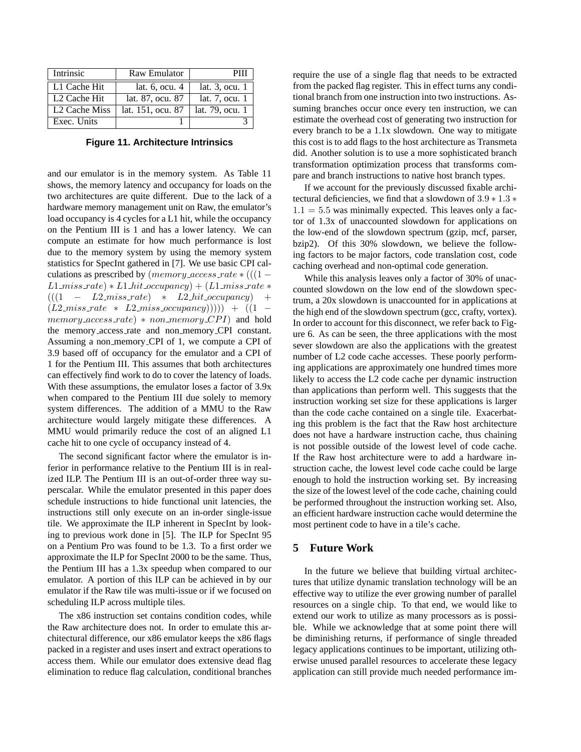| Intrinsic | Raw Emulator | PIII |
| --- | --- | --- |
| L1 Cache Hit | lat. 6, ocu. 4 | lat. 3, ocu. 1 |
| L2 Cache Hit | lat. 87, ocu. 87 | lat. 7, ocu. 1 |
| L2 Cache Miss | lat. 151, ocu. 87 | lat. 79, ocu. 1 |
| Exec. Units | 1 | 3 |

**Figure 11. Architecture Intrinsics**

and our emulator is in the memory system. As Table 11 shows, the memory latency and occupancy for loads on the two architectures are quite different. Due to the lack of a hardware memory management unit on Raw, the emulator's load occupancy is 4 cycles for a L1 hit, while the occupancy on the Pentium III is 1 and has a lower latency. We can compute an estimate for how much performance is lost due to the memory system by using the memory system statistics for SpecInt gathered in [7]. We use basic CPI calculations as prescribed by $(memory\_access\_rate * (((1 - L1\_miss\_rate) * L1\_hit\_occupancy) + (L1\_miss\_rate * (((1 - L2\_miss\_rate) * L2\_hit\_occupancy) + (L2\_miss\_rate * L2\_miss\_occupancy))))) + ((1 - memory\_access\_rate) * non\_memory\_CPI)$ and hold the memory_access_rate and non_memory_CPI constant. Assuming a non_memory_CPI of 1, we compute a CPI of 3.9 based off of occupancy for the emulator and a CPI of 1 for the Pentium III. This assumes that both architectures can effectively find work to do to cover the latency of loads. With these assumptions, the emulator loses a factor of 3.9x when compared to the Pentium III due solely to memory system differences. The addition of a MMU to the Raw architecture would largely mitigate these differences. A MMU would primarily reduce the cost of an aligned L1 cache hit to one cycle of occupancy instead of 4.

The second significant factor where the emulator is inferior in performance relative to the Pentium III is in realized ILP. The Pentium III is an out-of-order three way superscalar. While the emulator presented in this paper does schedule instructions to hide functional unit latencies, the instructions still only execute on an in-order single-issue tile. We approximate the ILP inherent in SpecInt by looking to previous work done in [5]. The ILP for SpecInt 95 on a Pentium Pro was found to be 1.3. To a first order we approximate the ILP for SpecInt 2000 to be the same. Thus, the Pentium III has a 1.3x speedup when compared to our emulator. A portion of this ILP can be achieved in by our emulator if the Raw tile was multi-issue or if we focused on scheduling ILP across multiple tiles.

The x86 instruction set contains condition codes, while the Raw architecture does not. In order to emulate this architectural difference, our x86 emulator keeps the x86 flags packed in a register and uses insert and extract operations to access them. While our emulator does extensive dead flag elimination to reduce flag calculation, conditional branches require the use of a single flag that needs to be extracted from the packed flag register. This in effect turns any conditional branch from one instruction into two instructions. Assuming branches occur once every ten instruction, we can estimate the overhead cost of generating two instruction for every branch to be a 1.1x slowdown. One way to mitigate this cost is to add flags to the host architecture as Transmeta did. Another solution is to use a more sophisticated branch transformation optimization process that transforms compare and branch instructions to native host branch types.

If we account for the previously discussed fixable architectural deficiencies, we find that a slowdown of $3.9 * 1.3 * 1.1 = 5.5$ was minimally expected. This leaves only a factor of 1.3x of unaccounted slowdown for applications on the low-end of the slowdown spectrum (gzip, mcf, parser, bzip2). Of this 30% slowdown, we believe the following factors to be major factors, code translation cost, code caching overhead and non-optimal code generation.

While this analysis leaves only a factor of 30% of unaccounted slowdown on the low end of the slowdown spectrum, a 20x slowdown is unaccounted for in applications at the high end of the slowdown spectrum (gcc, crafty, vortex). In order to account for this disconnect, we refer back to Figure 6. As can be seen, the three applications with the most sever slowdown are also the applications with the greatest number of L2 code cache accesses. These poorly performing applications are approximately one hundred times more likely to access the L2 code cache per dynamic instruction than applications than perform well. This suggests that the instruction working set size for these applications is larger than the code cache contained on a single tile. Exacerbating this problem is the fact that the Raw host architecture does not have a hardware instruction cache, thus chaining is not possible outside of the lowest level of code cache. If the Raw host architecture were to add a hardware instruction cache, the lowest level code cache could be large enough to hold the instruction working set. By increasing the size of the lowest level of the code cache, chaining could be performed throughout the instruction working set. Also, an efficient hardware instruction cache would determine the most pertinent code to have in a tile's cache.

## 5 Future Work

In the future we believe that building virtual architectures that utilize dynamic translation technology will be an effective way to utilize the ever growing number of parallel resources on a single chip. To that end, we would like to extend our work to utilize as many processors as is possible. While we acknowledge that at some point there will be diminishing returns, if performance of single threaded legacy applications continues to be important, utilizing otherwise unused parallel resources to accelerate these legacy application can still provide much needed performance im-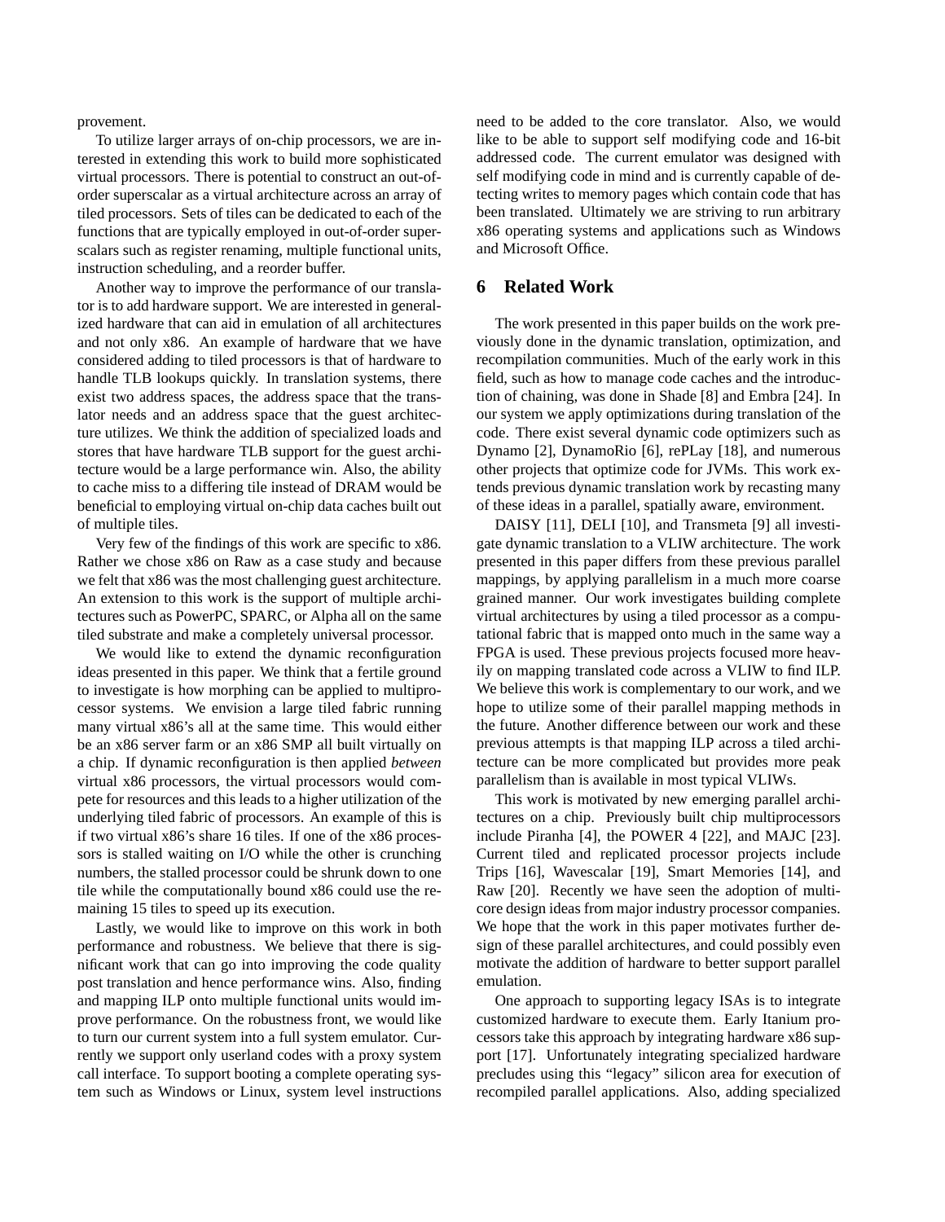provement.

To utilize larger arrays of on-chip processors, we are interested in extending this work to build more sophisticated virtual processors. There is potential to construct an out-of-order superscalar as a virtual architecture across an array of tiled processors. Sets of tiles can be dedicated to each of the functions that are typically employed in out-of-order superscalars such as register renaming, multiple functional units, instruction scheduling, and a reorder buffer.

Another way to improve the performance of our translator is to add hardware support. We are interested in generalized hardware that can aid in emulation of all architectures and not only x86. An example of hardware that we have considered adding to tiled processors is that of hardware to handle TLB lookups quickly. In translation systems, there exist two address spaces, the address space that the translator needs and an address space that the guest architecture utilizes. We think the addition of specialized loads and stores that have hardware TLB support for the guest architecture would be a large performance win. Also, the ability to cache miss to a differing tile instead of DRAM would be beneficial to employing virtual on-chip data caches built out of multiple tiles.

Very few of the findings of this work are specific to x86. Rather we chose x86 on Raw as a case study and because we felt that x86 was the most challenging guest architecture. An extension to this work is the support of multiple architectures such as PowerPC, SPARC, or Alpha all on the same tiled substrate and make a completely universal processor.

We would like to extend the dynamic reconfiguration ideas presented in this paper. We think that a fertile ground to investigate is how morphing can be applied to multiprocessor systems. We envision a large tiled fabric running many virtual x86's all at the same time. This would either be an x86 server farm or an x86 SMP all built virtually on a chip. If dynamic reconfiguration is then applied *between* virtual x86 processors, the virtual processors would compete for resources and this leads to a higher utilization of the underlying tiled fabric of processors. An example of this is if two virtual x86's share 16 tiles. If one of the x86 processors is stalled waiting on I/O while the other is crunching numbers, the stalled processor could be shrunk down to one tile while the computationally bound x86 could use the remaining 15 tiles to speed up its execution.

Lastly, we would like to improve on this work in both performance and robustness. We believe that there is significant work that can go into improving the code quality post translation and hence performance wins. Also, finding and mapping ILP onto multiple functional units would improve performance. On the robustness front, we would like to turn our current system into a full system emulator. Currently we support only userland codes with a proxy system call interface. To support booting a complete operating system such as Windows or Linux, system level instructions need to be added to the core translator. Also, we would like to be able to support self modifying code and 16-bit addressed code. The current emulator was designed with self modifying code in mind and is currently capable of detecting writes to memory pages which contain code that has been translated. Ultimately we are striving to run arbitrary x86 operating systems and applications such as Windows and Microsoft Office.

## 6 Related Work

The work presented in this paper builds on the work previously done in the dynamic translation, optimization, and recompilation communities. Much of the early work in this field, such as how to manage code caches and the introduction of chaining, was done in Shade [8] and Embra [24]. In our system we apply optimizations during translation of the code. There exist several dynamic code optimizers such as Dynamo [2], DynamoRio [6], rePLay [18], and numerous other projects that optimize code for JVMs. This work extends previous dynamic translation work by recasting many of these ideas in a parallel, spatially aware, environment.

DAISY [11], DELI [10], and Transmeta [9] all investigate dynamic translation to a VLIW architecture. The work presented in this paper differs from these previous parallel mappings, by applying parallelism in a much more coarse grained manner. Our work investigates building complete virtual architectures by using a tiled processor as a computational fabric that is mapped onto much in the same way a FPGA is used. These previous projects focused more heavily on mapping translated code across a VLIW to find ILP. We believe this work is complementary to our work, and we hope to utilize some of their parallel mapping methods in the future. Another difference between our work and these previous attempts is that mapping ILP across a tiled architecture can be more complicated but provides more peak parallelism than is available in most typical VLIWs.

This work is motivated by new emerging parallel architectures on a chip. Previously built chip multiprocessors include Piranha [4], the POWER 4 [22], and MAJC [23]. Current tiled and replicated processor projects include Trips [16], Wavescalar [19], Smart Memories [14], and Raw [20]. Recently we have seen the adoption of multicore design ideas from major industry processor companies. We hope that the work in this paper motivates further design of these parallel architectures, and could possibly even motivate the addition of hardware to better support parallel emulation.

One approach to supporting legacy ISAs is to integrate customized hardware to execute them. Early Itanium processors take this approach by integrating hardware x86 support [17]. Unfortunately integrating specialized hardware precludes using this "legacy" silicon area for execution of recompiled parallel applications. Also, adding specialized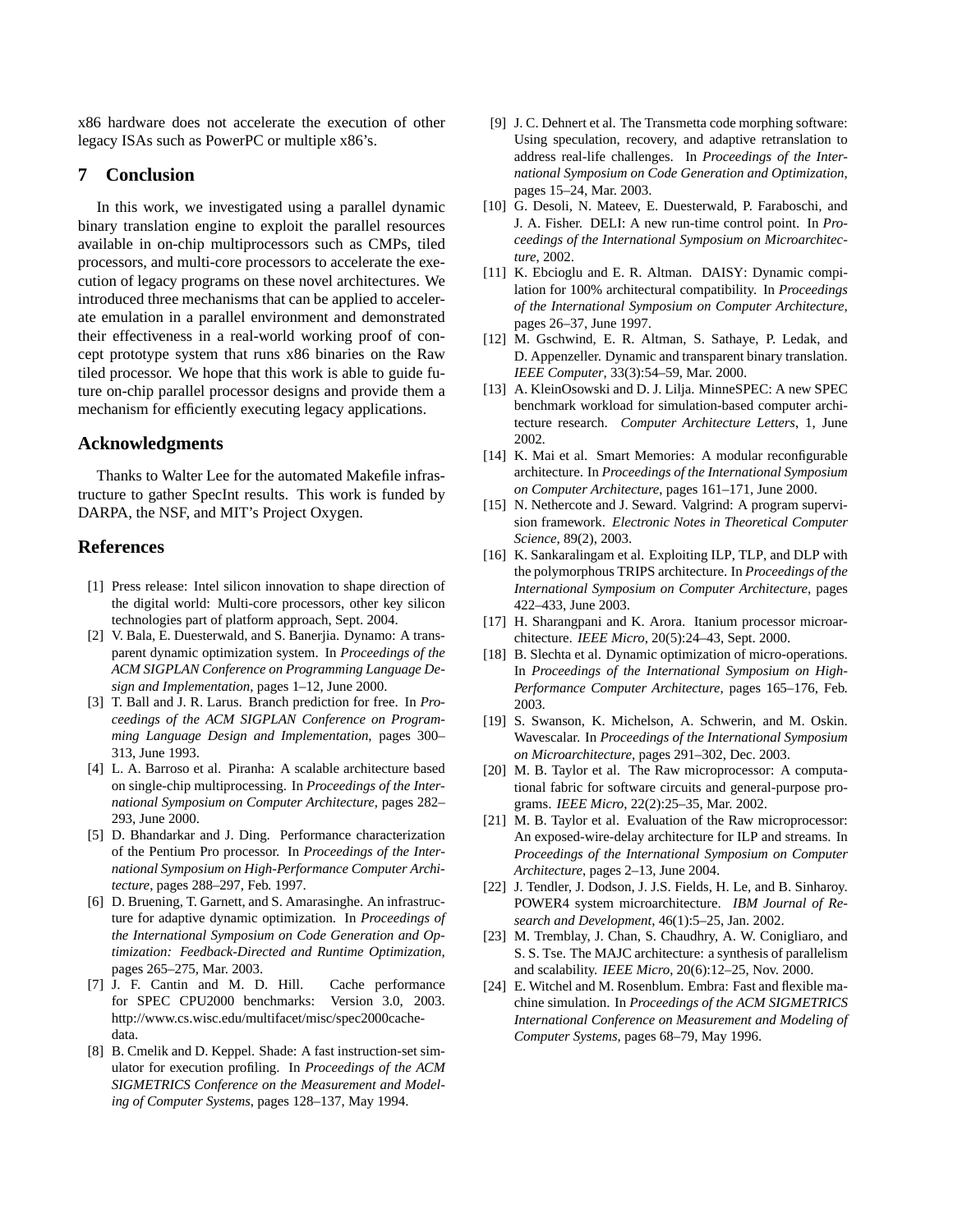x86 hardware does not accelerate the execution of other legacy ISAs such as PowerPC or multiple x86's.

## 7 Conclusion

In this work, we investigated using a parallel dynamic binary translation engine to exploit the parallel resources available in on-chip multiprocessors such as CMPs, tiled processors, and multi-core processors to accelerate the execution of legacy programs on these novel architectures. We introduced three mechanisms that can be applied to accelerate emulation in a parallel environment and demonstrated their effectiveness in a real-world working proof of concept prototype system that runs x86 binaries on the Raw tiled processor. We hope that this work is able to guide future on-chip parallel processor designs and provide them a mechanism for efficiently executing legacy applications.

## Acknowledgments

Thanks to Walter Lee for the automated Makefile infrastructure to gather SpecInt results. This work is funded by DARPA, the NSF, and MIT's Project Oxygen.

## References

[1] Press release: Intel silicon innovation to shape direction of the digital world: Multi-core processors, other key silicon technologies part of platform approach, Sept. 2004.

[2] V. Bala, E. Duesterwald, and S. Banerjia. Dynamo: A transparent dynamic optimization system. In *Proceedings of the ACM SIGPLAN Conference on Programming Language Design and Implementation*, pages 1–12, June 2000.

[3] T. Ball and J. R. Larus. Branch prediction for free. In *Proceedings of the ACM SIGPLAN Conference on Programming Language Design and Implementation*, pages 300–313, June 1993.

[4] L. A. Barroso et al. Piranha: A scalable architecture based on single-chip multiprocessing. In *Proceedings of the International Symposium on Computer Architecture*, pages 282–293, June 2000.

[5] D. Bhandarkar and J. Ding. Performance characterization of the Pentium Pro processor. In *Proceedings of the International Symposium on High-Performance Computer Architecture*, pages 288–297, Feb. 1997.

[6] D. Bruening, T. Garnett, and S. Amarasinghe. An infrastructure for adaptive dynamic optimization. In *Proceedings of the International Symposium on Code Generation and Optimization: Feedback-Directed and Runtime Optimization*, pages 265–275, Mar. 2003.

[7] J. F. Cantin and M. D. Hill. Cache performance for SPEC CPU2000 benchmarks: Version 3.0, 2003. http://www.cs.wisc.edu/multifacet/misc/spec2000cache-data.

[8] B. Cmelik and D. Keppel. Shade: A fast instruction-set simulator for execution profiling. In *Proceedings of the ACM SIGMETRICS Conference on the Measurement and Modeling of Computer Systems*, pages 128–137, May 1994.

[9] J. C. Dehnert et al. The Transmetta code morphing software: Using speculation, recovery, and adaptive retranslation to address real-life challenges. In *Proceedings of the International Symposium on Code Generation and Optimization*, pages 15–24, Mar. 2003.

[10] G. Desoli, N. Mateev, E. Duesterwald, P. Faraboschi, and J. A. Fisher. DELI: A new run-time control point. In *Proceedings of the International Symposium on Microarchitecture*, 2002.

[11] K. Ebcioglu and E. R. Altman. DAISY: Dynamic compilation for 100% architectural compatibility. In *Proceedings of the International Symposium on Computer Architecture*, pages 26–37, June 1997.

[12] M. Gschwind, E. R. Altman, S. Sathaye, P. Ledak, and D. Appenzeller. Dynamic and transparent binary translation. *IEEE Computer*, 33(3):54–59, Mar. 2000.

[13] A. KleinOsowski and D. J. Lilja. MinneSPEC: A new SPEC benchmark workload for simulation-based computer architecture research. *Computer Architecture Letters*, 1, June 2002.

[14] K. Mai et al. Smart Memories: A modular reconfigurable architecture. In *Proceedings of the International Symposium on Computer Architecture*, pages 161–171, June 2000.

[15] N. Nethercote and J. Seward. Valgrind: A program supervision framework. *Electronic Notes in Theoretical Computer Science*, 89(2), 2003.

[16] K. Sankaralingam et al. Exploiting ILP, TLP, and DLP with the polymorphous TRIPS architecture. In *Proceedings of the International Symposium on Computer Architecture*, pages 422–433, June 2003.

[17] H. Sharangpani and K. Arora. Itanium processor microarchitecture. *IEEE Micro*, 20(5):24–43, Sept. 2000.

[18] B. Slechta et al. Dynamic optimization of micro-operations. In *Proceedings of the International Symposium on High-Performance Computer Architecture*, pages 165–176, Feb. 2003.

[19] S. Swanson, K. Michelson, A. Schwerin, and M. Oskin. Wavescalar. In *Proceedings of the International Symposium on Microarchitecture*, pages 291–302, Dec. 2003.

[20] M. B. Taylor et al. The Raw microprocessor: A computational fabric for software circuits and general-purpose programs. *IEEE Micro*, 22(2):25–35, Mar. 2002.

[21] M. B. Taylor et al. Evaluation of the Raw microprocessor: An exposed-wire-delay architecture for ILP and streams. In *Proceedings of the International Symposium on Computer Architecture*, pages 2–13, June 2004.

[22] J. Tendler, J. Dodson, J. J.S. Fields, H. Le, and B. Sinharoy. POWER4 system microarchitecture. *IBM Journal of Research and Development*, 46(1):5–25, Jan. 2002.

[23] M. Tremblay, J. Chan, S. Chaudhry, A. W. Conigliaro, and S. S. Tse. The MAJC architecture: a synthesis of parallelism and scalability. *IEEE Micro*, 20(6):12–25, Nov. 2000.

[24] E. Witchel and M. Rosenblum. Embra: Fast and flexible machine simulation. In *Proceedings of the ACM SIGMETRICS International Conference on Measurement and Modeling of Computer Systems*, pages 68–79, May 1996.